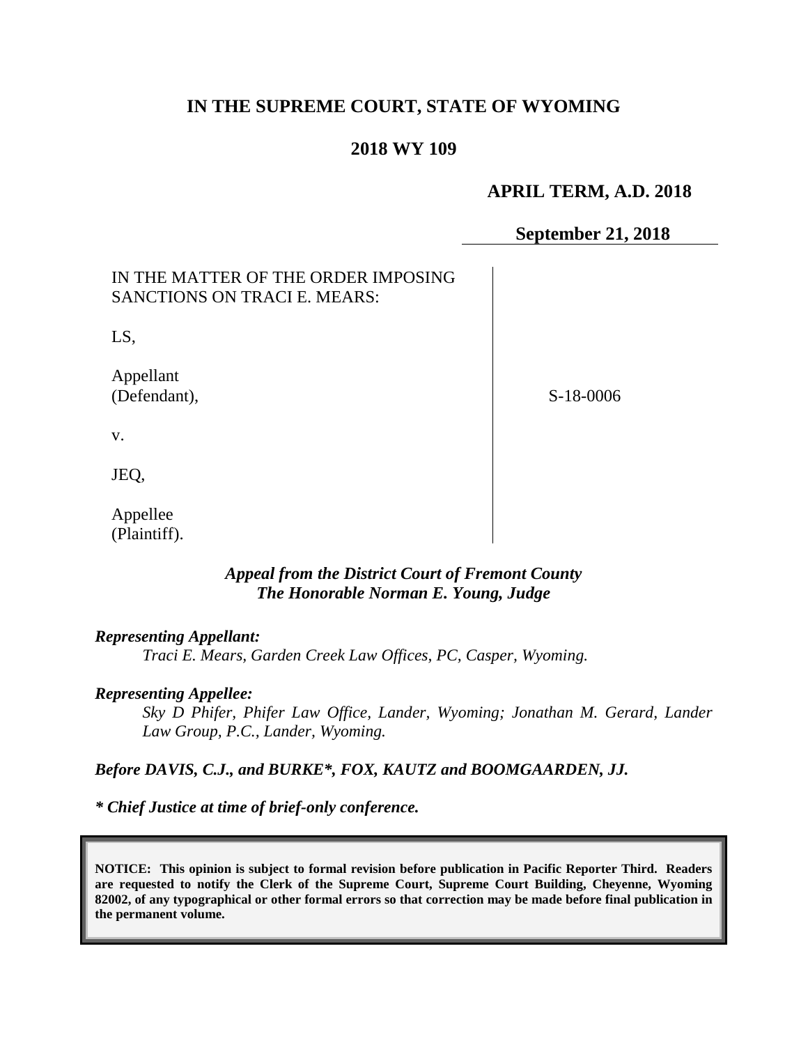# IN THE SUPREME COURT, STATE OF WYOMING

## 2018 WY 109

**APRIL TERM, A.D. 2018**

**September 21, 2018**

| | |
|---|---|
| IN THE MATTER OF THE ORDER IMPOSING SANCTIONS ON TRACI E. MEARS:<br><br>LS,<br><br>Appellant (Defendant),<br><br>v.<br><br>JEQ,<br><br>Appellee (Plaintiff). | S-18-0006 |

***Appeal from the District Court of Fremont County***
***The Honorable Norman E. Young, Judge***

***Representing Appellant:***

*Traci E. Mears, Garden Creek Law Offices, PC, Casper, Wyoming.*

***Representing Appellee:***

*Sky D Phifer, Phifer Law Office, Lander, Wyoming; Jonathan M. Gerard, Lander Law Group, P.C., Lander, Wyoming.*

***Before DAVIS, C.J., and BURKE\*, FOX, KAUTZ and BOOMGAARDEN, JJ.***

***\* Chief Justice at time of brief-only conference.***

**NOTICE: This opinion is subject to formal revision before publication in Pacific Reporter Third. Readers are requested to notify the Clerk of the Supreme Court, Supreme Court Building, Cheyenne, Wyoming 82002, of any typographical or other formal errors so that correction may be made before final publication in the permanent volume.**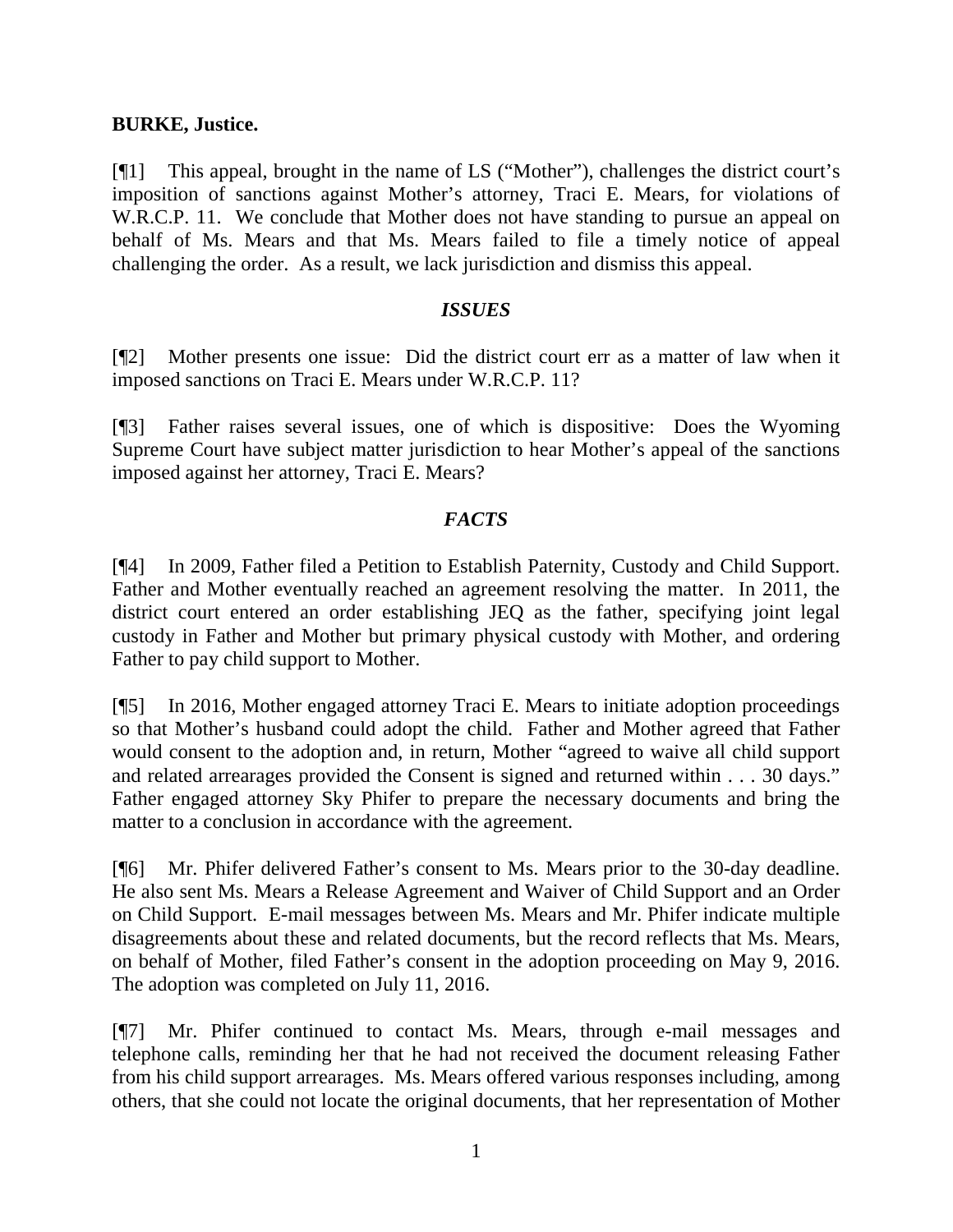**BURKE, Justice.**

[¶1] This appeal, brought in the name of LS ("Mother"), challenges the district court's imposition of sanctions against Mother's attorney, Traci E. Mears, for violations of W.R.C.P. 11. We conclude that Mother does not have standing to pursue an appeal on behalf of Ms. Mears and that Ms. Mears failed to file a timely notice of appeal challenging the order. As a result, we lack jurisdiction and dismiss this appeal.

### *ISSUES*

[¶2] Mother presents one issue: Did the district court err as a matter of law when it imposed sanctions on Traci E. Mears under W.R.C.P. 11?

[¶3] Father raises several issues, one of which is dispositive: Does the Wyoming Supreme Court have subject matter jurisdiction to hear Mother's appeal of the sanctions imposed against her attorney, Traci E. Mears?

### *FACTS*

[¶4] In 2009, Father filed a Petition to Establish Paternity, Custody and Child Support. Father and Mother eventually reached an agreement resolving the matter. In 2011, the district court entered an order establishing JEQ as the father, specifying joint legal custody in Father and Mother but primary physical custody with Mother, and ordering Father to pay child support to Mother.

[¶5] In 2016, Mother engaged attorney Traci E. Mears to initiate adoption proceedings so that Mother's husband could adopt the child. Father and Mother agreed that Father would consent to the adoption and, in return, Mother "agreed to waive all child support and related arrearages provided the Consent is signed and returned within . . . 30 days." Father engaged attorney Sky Phifer to prepare the necessary documents and bring the matter to a conclusion in accordance with the agreement.

[¶6] Mr. Phifer delivered Father's consent to Ms. Mears prior to the 30-day deadline. He also sent Ms. Mears a Release Agreement and Waiver of Child Support and an Order on Child Support. E-mail messages between Ms. Mears and Mr. Phifer indicate multiple disagreements about these and related documents, but the record reflects that Ms. Mears, on behalf of Mother, filed Father's consent in the adoption proceeding on May 9, 2016. The adoption was completed on July 11, 2016.

[¶7] Mr. Phifer continued to contact Ms. Mears, through e-mail messages and telephone calls, reminding her that he had not received the document releasing Father from his child support arrearages. Ms. Mears offered various responses including, among others, that she could not locate the original documents, that her representation of Mother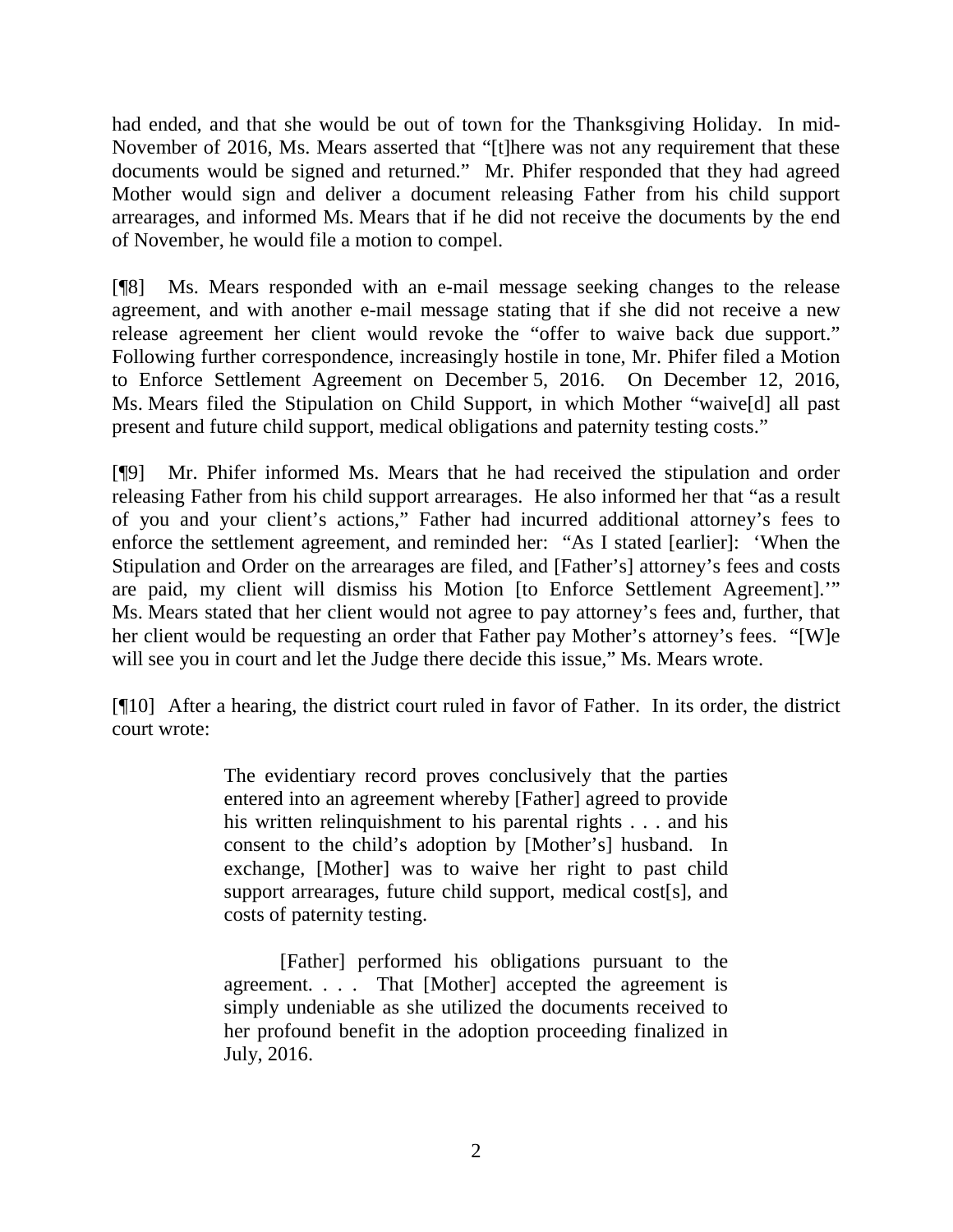had ended, and that she would be out of town for the Thanksgiving Holiday. In mid-November of 2016, Ms. Mears asserted that "[t]here was not any requirement that these documents would be signed and returned." Mr. Phifer responded that they had agreed Mother would sign and deliver a document releasing Father from his child support arrearages, and informed Ms. Mears that if he did not receive the documents by the end of November, he would file a motion to compel.

[¶8] Ms. Mears responded with an e-mail message seeking changes to the release agreement, and with another e-mail message stating that if she did not receive a new release agreement her client would revoke the "offer to waive back due support." Following further correspondence, increasingly hostile in tone, Mr. Phifer filed a Motion to Enforce Settlement Agreement on December 5, 2016. On December 12, 2016, Ms. Mears filed the Stipulation on Child Support, in which Mother "waive[d] all past present and future child support, medical obligations and paternity testing costs."

[¶9] Mr. Phifer informed Ms. Mears that he had received the stipulation and order releasing Father from his child support arrearages. He also informed her that "as a result of you and your client's actions," Father had incurred additional attorney's fees to enforce the settlement agreement, and reminded her: "As I stated [earlier]: 'When the Stipulation and Order on the arrearages are filed, and [Father's] attorney's fees and costs are paid, my client will dismiss his Motion [to Enforce Settlement Agreement].'" Ms. Mears stated that her client would not agree to pay attorney's fees and, further, that her client would be requesting an order that Father pay Mother's attorney's fees. "[W]e will see you in court and let the Judge there decide this issue," Ms. Mears wrote.

[¶10] After a hearing, the district court ruled in favor of Father. In its order, the district court wrote:

> The evidentiary record proves conclusively that the parties entered into an agreement whereby [Father] agreed to provide his written relinquishment to his parental rights . . . and his consent to the child's adoption by [Mother's] husband. In exchange, [Mother] was to waive her right to past child support arrearages, future child support, medical cost[s], and costs of paternity testing.
>
> [Father] performed his obligations pursuant to the agreement. . . . That [Mother] accepted the agreement is simply undeniable as she utilized the documents received to her profound benefit in the adoption proceeding finalized in July, 2016.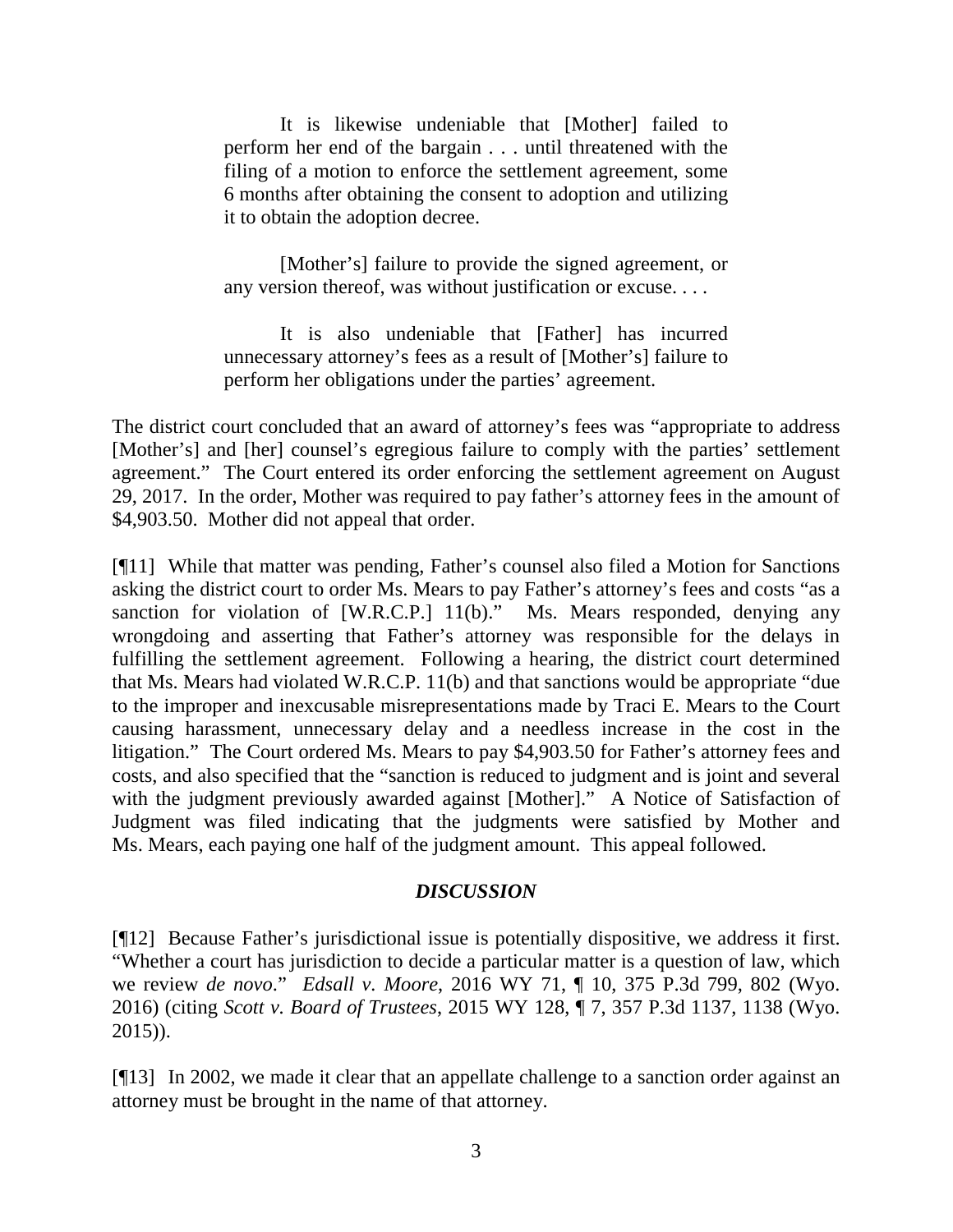> It is likewise undeniable that [Mother] failed to perform her end of the bargain . . . until threatened with the filing of a motion to enforce the settlement agreement, some 6 months after obtaining the consent to adoption and utilizing it to obtain the adoption decree.
>
> [Mother's] failure to provide the signed agreement, or any version thereof, was without justification or excuse. . . .
>
> It is also undeniable that [Father] has incurred unnecessary attorney's fees as a result of [Mother's] failure to perform her obligations under the parties' agreement.

The district court concluded that an award of attorney's fees was "appropriate to address [Mother's] and [her] counsel's egregious failure to comply with the parties' settlement agreement." The Court entered its order enforcing the settlement agreement on August 29, 2017. In the order, Mother was required to pay father's attorney fees in the amount of $4,903.50. Mother did not appeal that order.

[¶11] While that matter was pending, Father's counsel also filed a Motion for Sanctions asking the district court to order Ms. Mears to pay Father's attorney's fees and costs "as a sanction for violation of [W.R.C.P.] 11(b)." Ms. Mears responded, denying any wrongdoing and asserting that Father's attorney was responsible for the delays in fulfilling the settlement agreement. Following a hearing, the district court determined that Ms. Mears had violated W.R.C.P. 11(b) and that sanctions would be appropriate "due to the improper and inexcusable misrepresentations made by Traci E. Mears to the Court causing harassment, unnecessary delay and a needless increase in the cost in the litigation." The Court ordered Ms. Mears to pay $4,903.50 for Father's attorney fees and costs, and also specified that the "sanction is reduced to judgment and is joint and several with the judgment previously awarded against [Mother]." A Notice of Satisfaction of Judgment was filed indicating that the judgments were satisfied by Mother and Ms. Mears, each paying one half of the judgment amount. This appeal followed.

### *DISCUSSION*

[¶12] Because Father's jurisdictional issue is potentially dispositive, we address it first. "Whether a court has jurisdiction to decide a particular matter is a question of law, which we review *de novo*." *Edsall v. Moore*, 2016 WY 71, ¶ 10, 375 P.3d 799, 802 (Wyo. 2016) (citing *Scott v. Board of Trustees*, 2015 WY 128, ¶ 7, 357 P.3d 1137, 1138 (Wyo. 2015)).

[¶13] In 2002, we made it clear that an appellate challenge to a sanction order against an attorney must be brought in the name of that attorney.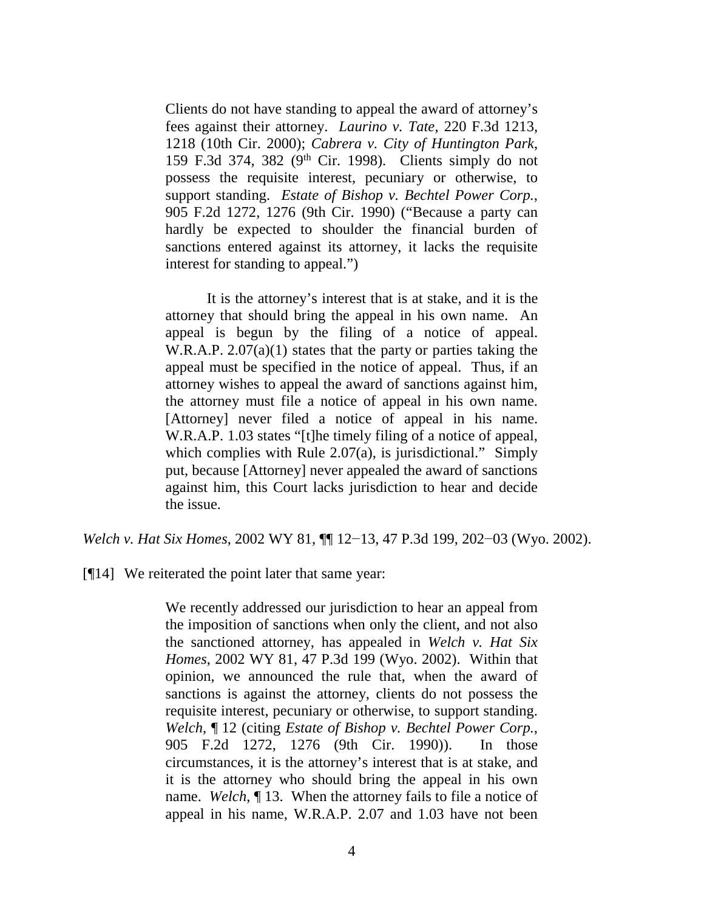> Clients do not have standing to appeal the award of attorney's fees against their attorney. *Laurino v. Tate*, 220 F.3d 1213, 1218 (10th Cir. 2000); *Cabrera v. City of Huntington Park*, 159 F.3d 374, 382 (9th Cir. 1998). Clients simply do not possess the requisite interest, pecuniary or otherwise, to support standing. *Estate of Bishop v. Bechtel Power Corp.*, 905 F.2d 1272, 1276 (9th Cir. 1990) ("Because a party can hardly be expected to shoulder the financial burden of sanctions entered against its attorney, it lacks the requisite interest for standing to appeal.")
>
> It is the attorney's interest that is at stake, and it is the attorney that should bring the appeal in his own name. An appeal is begun by the filing of a notice of appeal. W.R.A.P. 2.07(a)(1) states that the party or parties taking the appeal must be specified in the notice of appeal. Thus, if an attorney wishes to appeal the award of sanctions against him, the attorney must file a notice of appeal in his own name. [Attorney] never filed a notice of appeal in his name. W.R.A.P. 1.03 states "[t]he timely filing of a notice of appeal, which complies with Rule 2.07(a), is jurisdictional." Simply put, because [Attorney] never appealed the award of sanctions against him, this Court lacks jurisdiction to hear and decide the issue.

*Welch v. Hat Six Homes*, 2002 WY 81, ¶¶ 12−13, 47 P.3d 199, 202−03 (Wyo. 2002).

[¶14] We reiterated the point later that same year:

> We recently addressed our jurisdiction to hear an appeal from the imposition of sanctions when only the client, and not also the sanctioned attorney, has appealed in *Welch v. Hat Six Homes*, 2002 WY 81, 47 P.3d 199 (Wyo. 2002). Within that opinion, we announced the rule that, when the award of sanctions is against the attorney, clients do not possess the requisite interest, pecuniary or otherwise, to support standing. *Welch*, ¶ 12 (citing *Estate of Bishop v. Bechtel Power Corp.*, 905 F.2d 1272, 1276 (9th Cir. 1990)). In those circumstances, it is the attorney's interest that is at stake, and it is the attorney who should bring the appeal in his own name. *Welch*, ¶ 13. When the attorney fails to file a notice of appeal in his name, W.R.A.P. 2.07 and 1.03 have not been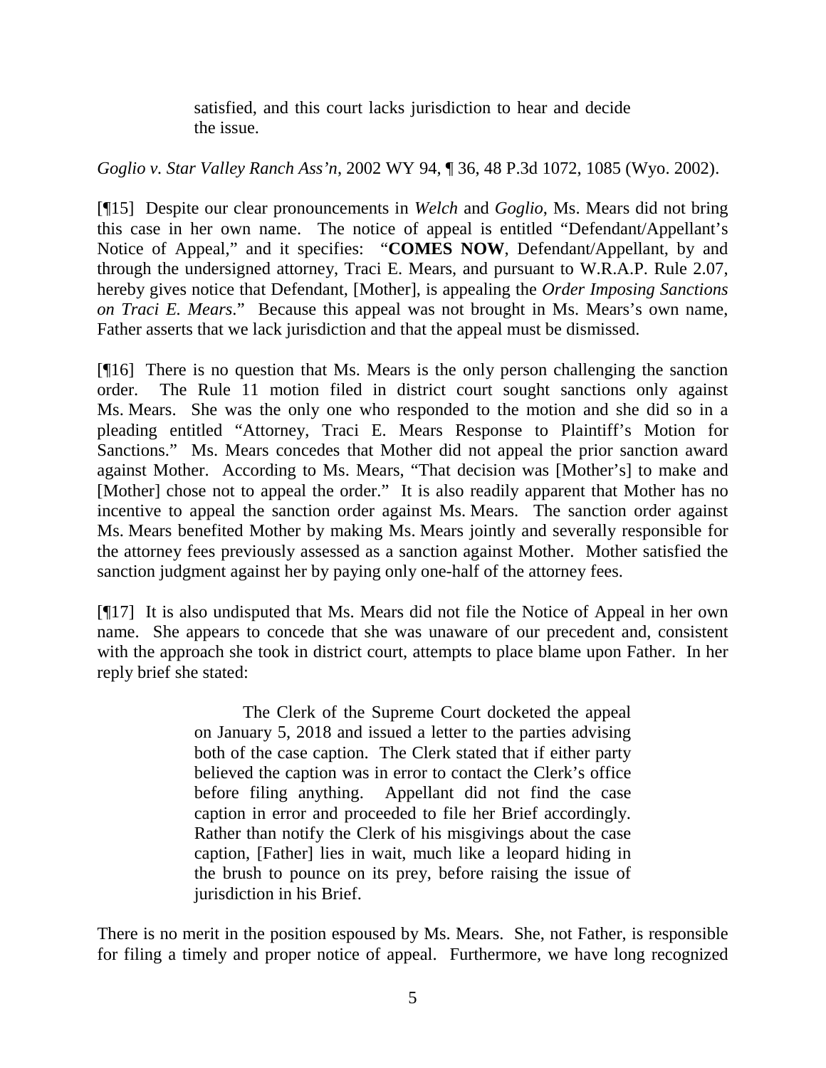> satisfied, and this court lacks jurisdiction to hear and decide the issue.

*Goglio v. Star Valley Ranch Ass'n*, 2002 WY 94, ¶ 36, 48 P.3d 1072, 1085 (Wyo. 2002).

[¶15] Despite our clear pronouncements in *Welch* and *Goglio*, Ms. Mears did not bring this case in her own name. The notice of appeal is entitled "Defendant/Appellant's Notice of Appeal," and it specifies: "**COMES NOW**, Defendant/Appellant, by and through the undersigned attorney, Traci E. Mears, and pursuant to W.R.A.P. Rule 2.07, hereby gives notice that Defendant, [Mother], is appealing the *Order Imposing Sanctions on Traci E. Mears*." Because this appeal was not brought in Ms. Mears's own name, Father asserts that we lack jurisdiction and that the appeal must be dismissed.

[¶16] There is no question that Ms. Mears is the only person challenging the sanction order. The Rule 11 motion filed in district court sought sanctions only against Ms. Mears. She was the only one who responded to the motion and she did so in a pleading entitled "Attorney, Traci E. Mears Response to Plaintiff's Motion for Sanctions." Ms. Mears concedes that Mother did not appeal the prior sanction award against Mother. According to Ms. Mears, "That decision was [Mother's] to make and [Mother] chose not to appeal the order." It is also readily apparent that Mother has no incentive to appeal the sanction order against Ms. Mears. The sanction order against Ms. Mears benefited Mother by making Ms. Mears jointly and severally responsible for the attorney fees previously assessed as a sanction against Mother. Mother satisfied the sanction judgment against her by paying only one-half of the attorney fees.

[¶17] It is also undisputed that Ms. Mears did not file the Notice of Appeal in her own name. She appears to concede that she was unaware of our precedent and, consistent with the approach she took in district court, attempts to place blame upon Father. In her reply brief she stated:

> The Clerk of the Supreme Court docketed the appeal on January 5, 2018 and issued a letter to the parties advising both of the case caption. The Clerk stated that if either party believed the caption was in error to contact the Clerk's office before filing anything. Appellant did not find the case caption in error and proceeded to file her Brief accordingly. Rather than notify the Clerk of his misgivings about the case caption, [Father] lies in wait, much like a leopard hiding in the brush to pounce on its prey, before raising the issue of jurisdiction in his Brief.

There is no merit in the position espoused by Ms. Mears. She, not Father, is responsible for filing a timely and proper notice of appeal. Furthermore, we have long recognized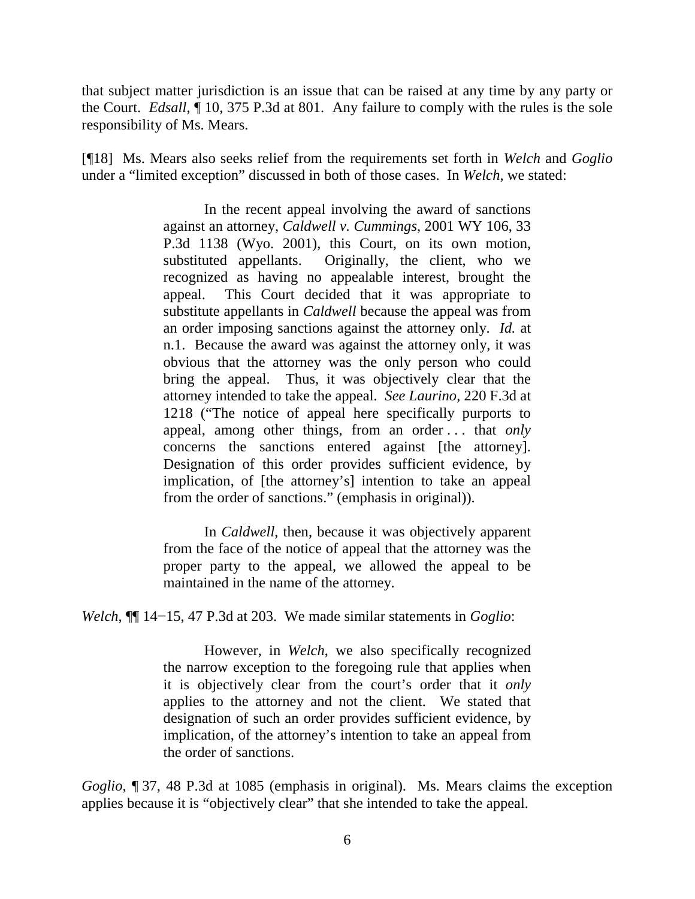that subject matter jurisdiction is an issue that can be raised at any time by any party or the Court. *Edsall*, ¶ 10, 375 P.3d at 801. Any failure to comply with the rules is the sole responsibility of Ms. Mears.

[¶18] Ms. Mears also seeks relief from the requirements set forth in *Welch* and *Goglio* under a "limited exception" discussed in both of those cases. In *Welch*, we stated:

> In the recent appeal involving the award of sanctions against an attorney, *Caldwell v. Cummings*, 2001 WY 106, 33 P.3d 1138 (Wyo. 2001), this Court, on its own motion, substituted appellants. Originally, the client, who we recognized as having no appealable interest, brought the appeal. This Court decided that it was appropriate to substitute appellants in *Caldwell* because the appeal was from an order imposing sanctions against the attorney only. *Id.* at n.1. Because the award was against the attorney only, it was obvious that the attorney was the only person who could bring the appeal. Thus, it was objectively clear that the attorney intended to take the appeal. *See Laurino*, 220 F.3d at 1218 ("The notice of appeal here specifically purports to appeal, among other things, from an order . . . that *only* concerns the sanctions entered against [the attorney]. Designation of this order provides sufficient evidence, by implication, of [the attorney's] intention to take an appeal from the order of sanctions." (emphasis in original)).
>
> In *Caldwell*, then, because it was objectively apparent from the face of the notice of appeal that the attorney was the proper party to the appeal, we allowed the appeal to be maintained in the name of the attorney.

*Welch*, ¶¶ 14−15, 47 P.3d at 203. We made similar statements in *Goglio*:

> However, in *Welch*, we also specifically recognized the narrow exception to the foregoing rule that applies when it is objectively clear from the court's order that it *only* applies to the attorney and not the client. We stated that designation of such an order provides sufficient evidence, by implication, of the attorney's intention to take an appeal from the order of sanctions.

*Goglio*, ¶ 37, 48 P.3d at 1085 (emphasis in original). Ms. Mears claims the exception applies because it is "objectively clear" that she intended to take the appeal.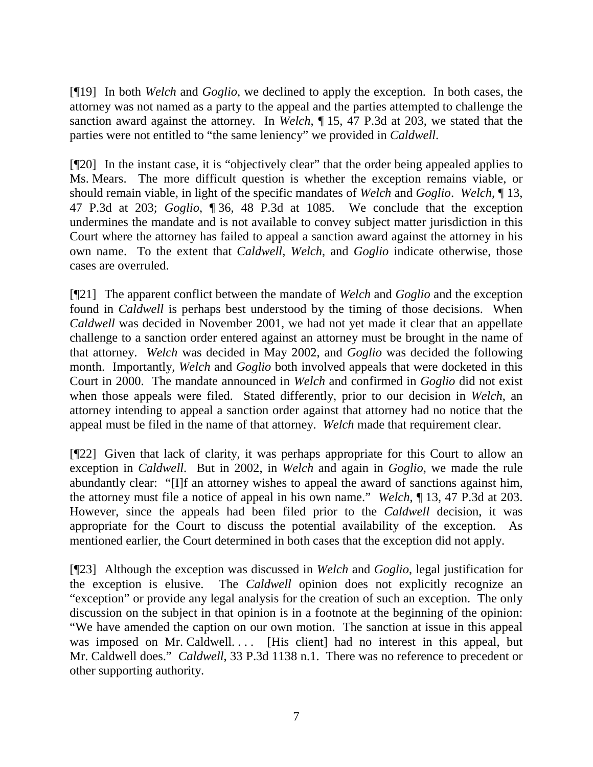[¶19] In both *Welch* and *Goglio*, we declined to apply the exception. In both cases, the attorney was not named as a party to the appeal and the parties attempted to challenge the sanction award against the attorney. In *Welch*, ¶ 15, 47 P.3d at 203, we stated that the parties were not entitled to "the same leniency" we provided in *Caldwell*.

[¶20] In the instant case, it is "objectively clear" that the order being appealed applies to Ms. Mears. The more difficult question is whether the exception remains viable, or should remain viable, in light of the specific mandates of *Welch* and *Goglio*. *Welch*, ¶ 13, 47 P.3d at 203; *Goglio*, ¶ 36, 48 P.3d at 1085. We conclude that the exception undermines the mandate and is not available to convey subject matter jurisdiction in this Court where the attorney has failed to appeal a sanction award against the attorney in his own name. To the extent that *Caldwell*, *Welch*, and *Goglio* indicate otherwise, those cases are overruled.

[¶21] The apparent conflict between the mandate of *Welch* and *Goglio* and the exception found in *Caldwell* is perhaps best understood by the timing of those decisions. When *Caldwell* was decided in November 2001, we had not yet made it clear that an appellate challenge to a sanction order entered against an attorney must be brought in the name of that attorney. *Welch* was decided in May 2002, and *Goglio* was decided the following month. Importantly, *Welch* and *Goglio* both involved appeals that were docketed in this Court in 2000. The mandate announced in *Welch* and confirmed in *Goglio* did not exist when those appeals were filed. Stated differently, prior to our decision in *Welch*, an attorney intending to appeal a sanction order against that attorney had no notice that the appeal must be filed in the name of that attorney. *Welch* made that requirement clear.

[¶22] Given that lack of clarity, it was perhaps appropriate for this Court to allow an exception in *Caldwell*. But in 2002, in *Welch* and again in *Goglio*, we made the rule abundantly clear: "[I]f an attorney wishes to appeal the award of sanctions against him, the attorney must file a notice of appeal in his own name." *Welch*, ¶ 13, 47 P.3d at 203. However, since the appeals had been filed prior to the *Caldwell* decision, it was appropriate for the Court to discuss the potential availability of the exception. As mentioned earlier, the Court determined in both cases that the exception did not apply.

[¶23] Although the exception was discussed in *Welch* and *Goglio*, legal justification for the exception is elusive. The *Caldwell* opinion does not explicitly recognize an "exception" or provide any legal analysis for the creation of such an exception. The only discussion on the subject in that opinion is in a footnote at the beginning of the opinion: "We have amended the caption on our own motion. The sanction at issue in this appeal was imposed on Mr. Caldwell. . . . [His client] had no interest in this appeal, but Mr. Caldwell does." *Caldwell*, 33 P.3d 1138 n.1. There was no reference to precedent or other supporting authority.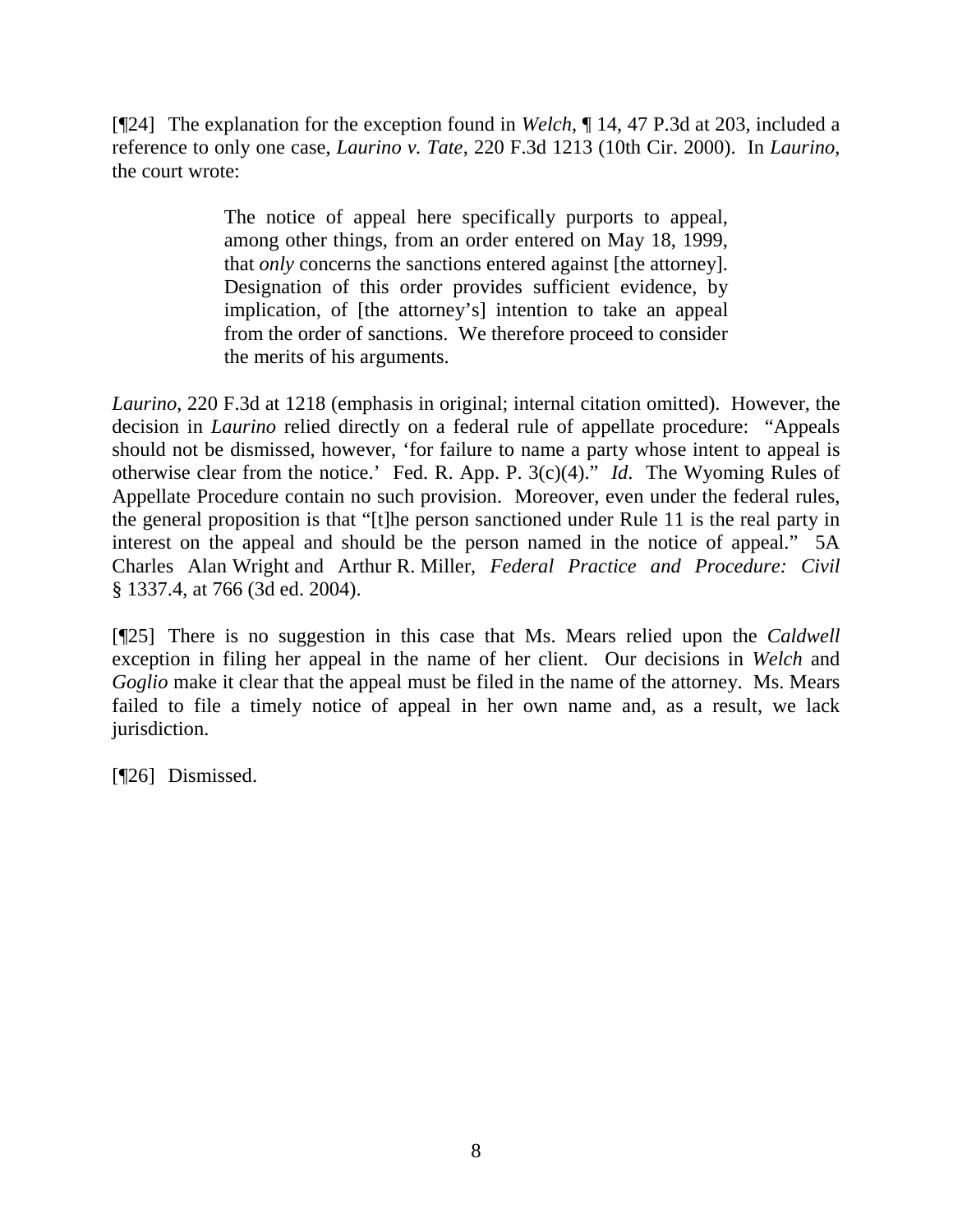[¶24] The explanation for the exception found in *Welch*, ¶ 14, 47 P.3d at 203, included a reference to only one case, *Laurino v. Tate*, 220 F.3d 1213 (10th Cir. 2000). In *Laurino*, the court wrote:

> The notice of appeal here specifically purports to appeal, among other things, from an order entered on May 18, 1999, that *only* concerns the sanctions entered against [the attorney]. Designation of this order provides sufficient evidence, by implication, of [the attorney's] intention to take an appeal from the order of sanctions. We therefore proceed to consider the merits of his arguments.

*Laurino*, 220 F.3d at 1218 (emphasis in original; internal citation omitted). However, the decision in *Laurino* relied directly on a federal rule of appellate procedure: "Appeals should not be dismissed, however, 'for failure to name a party whose intent to appeal is otherwise clear from the notice.' Fed. R. App. P. 3(c)(4)." *Id.* The Wyoming Rules of Appellate Procedure contain no such provision. Moreover, even under the federal rules, the general proposition is that "[t]he person sanctioned under Rule 11 is the real party in interest on the appeal and should be the person named in the notice of appeal." 5A Charles Alan Wright and Arthur R. Miller, *Federal Practice and Procedure: Civil* § 1337.4, at 766 (3d ed. 2004).

[¶25] There is no suggestion in this case that Ms. Mears relied upon the *Caldwell* exception in filing her appeal in the name of her client. Our decisions in *Welch* and *Goglio* make it clear that the appeal must be filed in the name of the attorney. Ms. Mears failed to file a timely notice of appeal in her own name and, as a result, we lack jurisdiction.

[¶26] Dismissed.